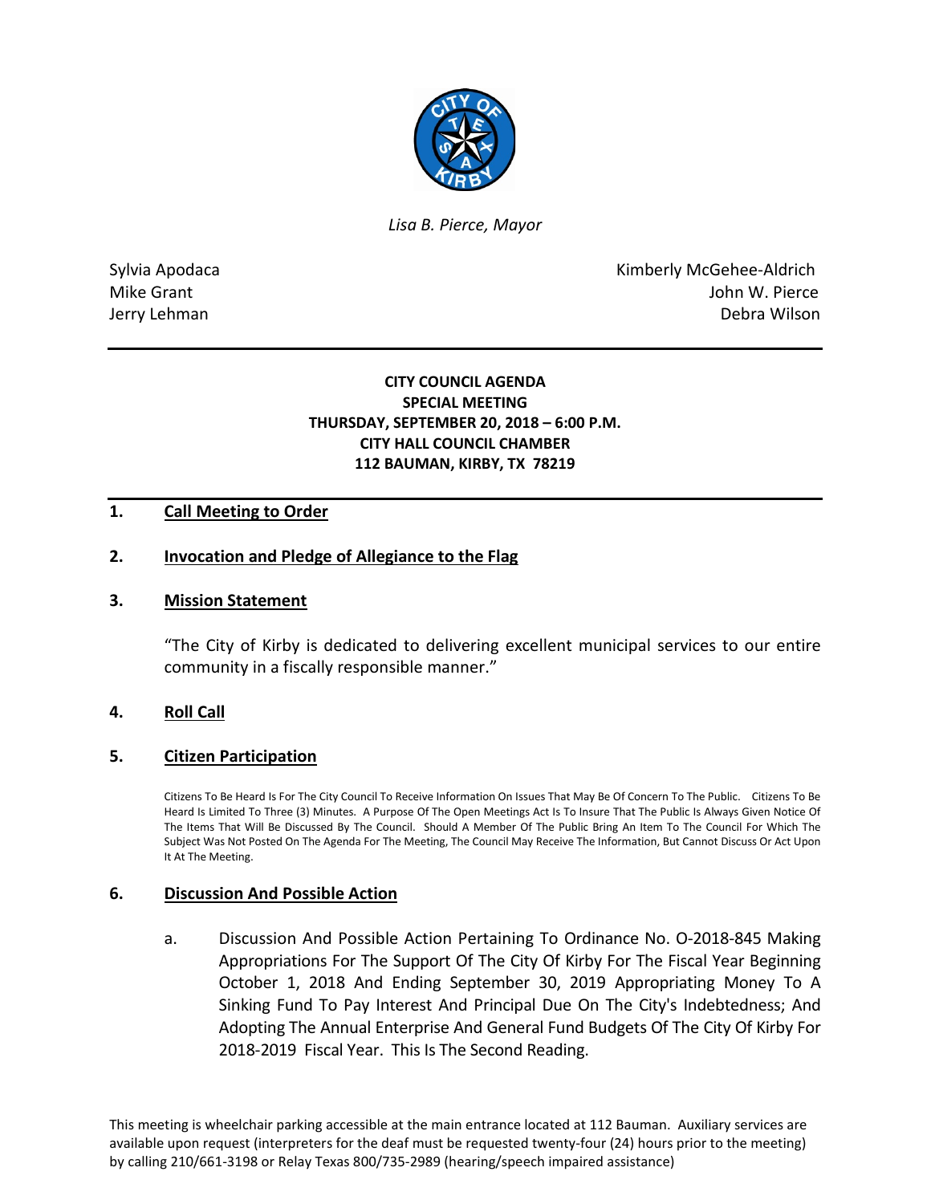*Lisa B. Pierce, Mayor*

Sylvia Apodaca
Mike Grant
Jerry Lehman

Kimberly McGehee-Aldrich
John W. Pierce
Debra Wilson

---

**CITY COUNCIL AGENDA**
**SPECIAL MEETING**
**THURSDAY, SEPTEMBER 20, 2018 – 6:00 P.M.**
**CITY HALL COUNCIL CHAMBER**
**112 BAUMAN, KIRBY, TX 78219**

---

## 1. Call Meeting to Order

## 2. Invocation and Pledge of Allegiance to the Flag

## 3. Mission Statement

"The City of Kirby is dedicated to delivering excellent municipal services to our entire community in a fiscally responsible manner."

## 4. Roll Call

## 5. Citizen Participation

Citizens To Be Heard Is For The City Council To Receive Information On Issues That May Be Of Concern To The Public. Citizens To Be Heard Is Limited To Three (3) Minutes. A Purpose Of The Open Meetings Act Is To Insure That The Public Is Always Given Notice Of The Items That Will Be Discussed By The Council. Should A Member Of The Public Bring An Item To The Council For Which The Subject Was Not Posted On The Agenda For The Meeting, The Council May Receive The Information, But Cannot Discuss Or Act Upon It At The Meeting.

## 6. Discussion And Possible Action

a. Discussion And Possible Action Pertaining To Ordinance No. O-2018-845 Making Appropriations For The Support Of The City Of Kirby For The Fiscal Year Beginning October 1, 2018 And Ending September 30, 2019 Appropriating Money To A Sinking Fund To Pay Interest And Principal Due On The City's Indebtedness; And Adopting The Annual Enterprise And General Fund Budgets Of The City Of Kirby For 2018-2019 Fiscal Year. This Is The Second Reading.

This meeting is wheelchair parking accessible at the main entrance located at 112 Bauman. Auxiliary services are available upon request (interpreters for the deaf must be requested twenty-four (24) hours prior to the meeting) by calling 210/661-3198 or Relay Texas 800/735-2989 (hearing/speech impaired assistance)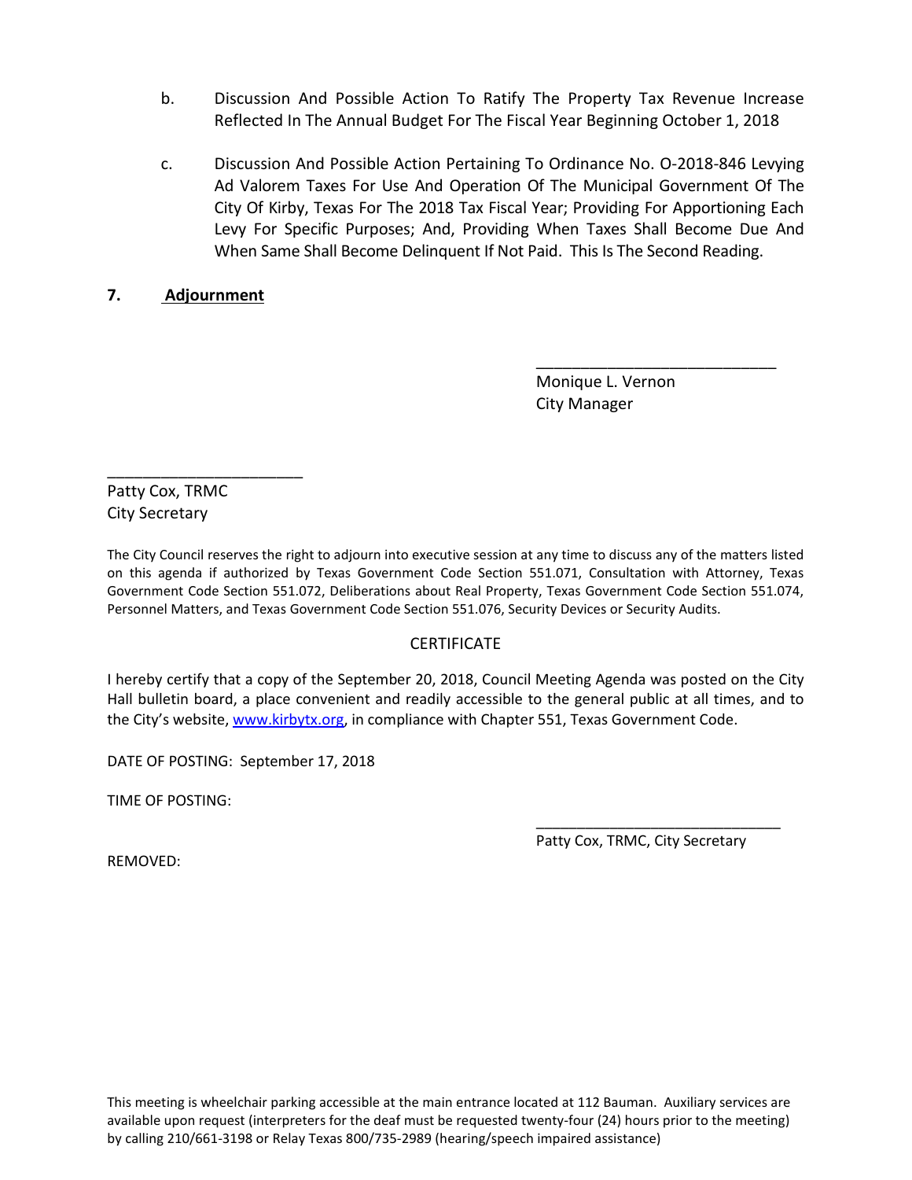b. Discussion And Possible Action To Ratify The Property Tax Revenue Increase Reflected In The Annual Budget For The Fiscal Year Beginning October 1, 2018

c. Discussion And Possible Action Pertaining To Ordinance No. O-2018-846 Levying Ad Valorem Taxes For Use And Operation Of The Municipal Government Of The City Of Kirby, Texas For The 2018 Tax Fiscal Year; Providing For Apportioning Each Levy For Specific Purposes; And, Providing When Taxes Shall Become Due And When Same Shall Become Delinquent If Not Paid. This Is The Second Reading.

**7. Adjournment**

___________________________
Monique L. Vernon
City Manager

______________________
Patty Cox, TRMC
City Secretary

The City Council reserves the right to adjourn into executive session at any time to discuss any of the matters listed on this agenda if authorized by Texas Government Code Section 551.071, Consultation with Attorney, Texas Government Code Section 551.072, Deliberations about Real Property, Texas Government Code Section 551.074, Personnel Matters, and Texas Government Code Section 551.076, Security Devices or Security Audits.

CERTIFICATE

I hereby certify that a copy of the September 20, 2018, Council Meeting Agenda was posted on the City Hall bulletin board, a place convenient and readily accessible to the general public at all times, and to the City's website, www.kirbytx.org, in compliance with Chapter 551, Texas Government Code.

DATE OF POSTING: September 17, 2018

TIME OF POSTING:

_____________________________
Patty Cox, TRMC, City Secretary

REMOVED:

This meeting is wheelchair parking accessible at the main entrance located at 112 Bauman. Auxiliary services are available upon request (interpreters for the deaf must be requested twenty-four (24) hours prior to the meeting) by calling 210/661-3198 or Relay Texas 800/735-2989 (hearing/speech impaired assistance)